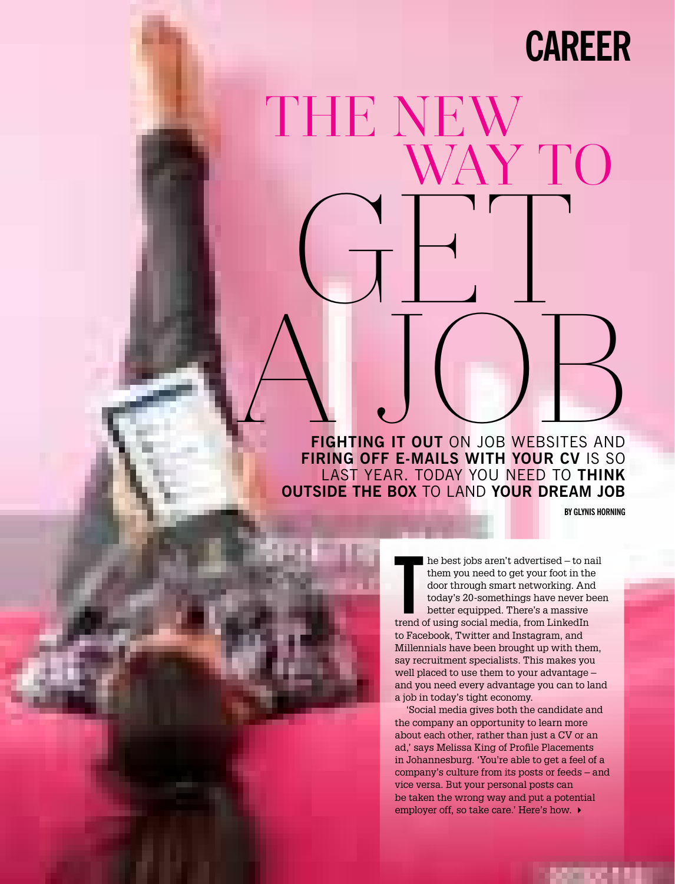CAREER

# THE NEW WAY TO GET A JOB

**FIGHTING IT OUT** ON JOB WEBSITES AND **FIRING OFF E-MAILS WITH YOUR CV** IS SO LAST YEAR. TODAY YOU NEED TO **THINK OUTSIDE THE BOX** TO LAND **YOUR DREAM JOB**

BY GLYNIS HORNING

The best jobs aren't advertised – to nail them you need to get your foot in the door through smart networking. And today's 20-somethings have never been better equipped. There's a massive trend of using social media, from LinkedIn to Facebook, Twitter and Instagram, and Millennials have been brought up with them, say recruitment specialists. This makes you well placed to use them to your advantage – and you need every advantage you can to land a job in today's tight economy.

'Social media gives both the candidate and the company an opportunity to learn more about each other, rather than just a CV or an ad,' says Melissa King of Profile Placements in Johannesburg. 'You're able to get a feel of a company's culture from its posts or feeds – and vice versa. But your personal posts can be taken the wrong way and put a potential employer off, so take care.' Here's how.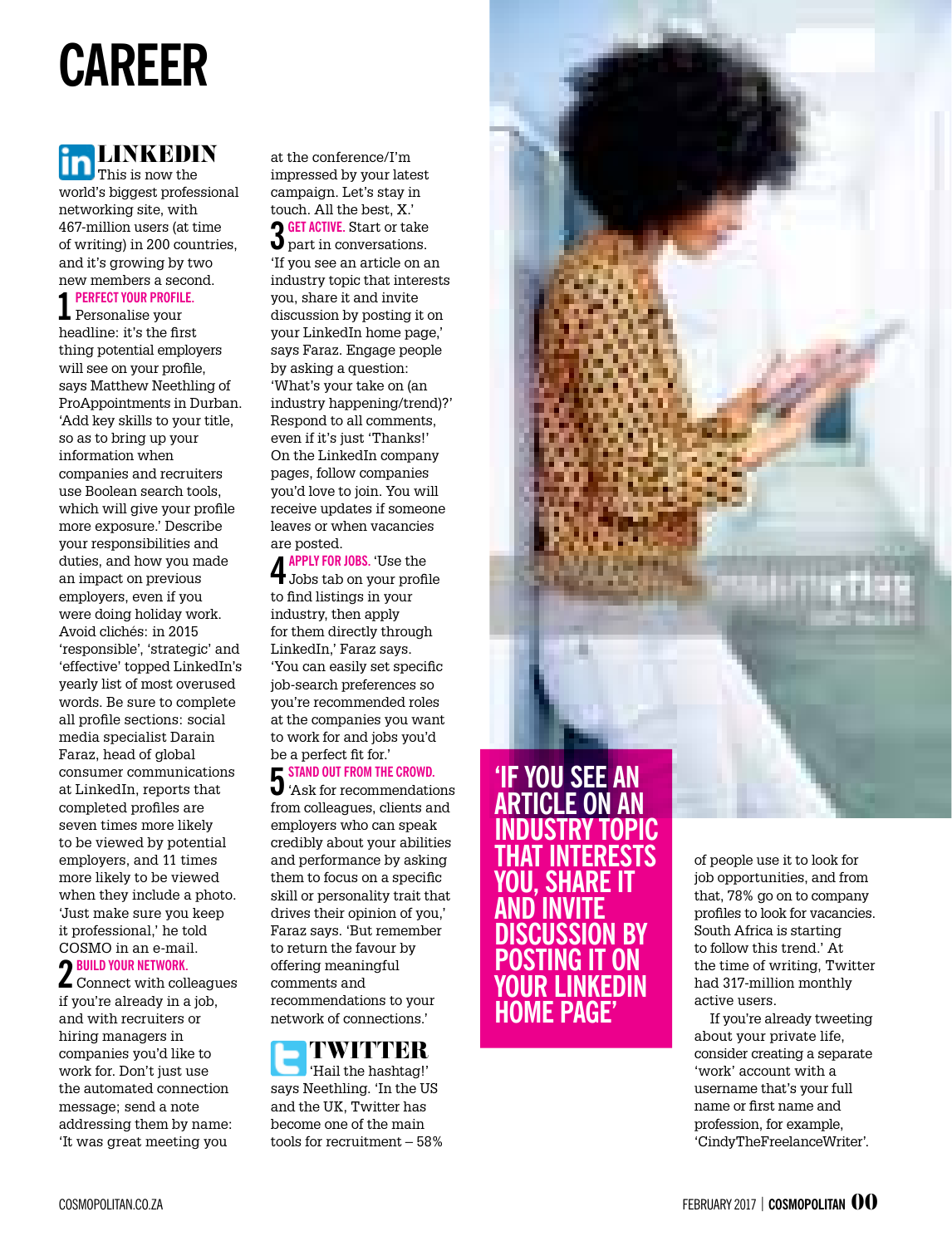# CAREER

## LINKEDIN

This is now the world's biggest professional networking site, with 467-million users (at time of writing) in 200 countries, and it's growing by two new members a second.

**1 PERFECT YOUR PROFILE.** Personalise your headline: it's the first thing potential employers will see on your profile, says Matthew Neethling of ProAppointments in Durban. 'Add key skills to your title, so as to bring up your information when companies and recruiters use Boolean search tools, which will give your profile more exposure.' Describe your responsibilities and duties, and how you made an impact on previous employers, even if you were doing holiday work. Avoid clichés: in 2015 'responsible', 'strategic' and 'effective' topped LinkedIn's yearly list of most overused words. Be sure to complete all profile sections: social media specialist Darain Faraz, head of global consumer communications at LinkedIn, reports that completed profiles are seven times more likely to be viewed by potential employers, and 11 times more likely to be viewed when they include a photo. 'Just make sure you keep it professional,' he told COSMO in an e-mail.

**2 BUILD YOUR NETWORK.** Connect with colleagues if you're already in a job, and with recruiters or hiring managers in companies you'd like to work for. Don't just use the automated connection message; send a note addressing them by name: 'It was great meeting you at the conference/I'm impressed by your latest campaign. Let's stay in touch. All the best, X.'

**3 GET ACTIVE.** Start or take part in conversations. 'If you see an article on an industry topic that interests you, share it and invite discussion by posting it on your LinkedIn home page,' says Faraz. Engage people by asking a question: 'What's your take on (an industry happening/trend)?' Respond to all comments, even if it's just 'Thanks!' On the LinkedIn company pages, follow companies you'd love to join. You will receive updates if someone leaves or when vacancies are posted.

**4 APPLY FOR JOBS.** 'Use the Jobs tab on your profile to find listings in your industry, then apply for them directly through LinkedIn,' Faraz says. 'You can easily set specific job-search preferences so you're recommended roles at the companies you want to work for and jobs you'd be a perfect fit for.'

**5 STAND OUT FROM THE CROWD.** 'Ask for recommendations from colleagues, clients and employers who can speak credibly about your abilities and performance by asking them to focus on a specific skill or personality trait that drives their opinion of you,' Faraz says. 'But remember to return the favour by offering meaningful comments and recommendations to your network of connections.'

## TWITTER

'Hail the hashtag!' says Neethling. 'In the US and the UK, Twitter has become one of the main tools for recruitment – 58% of people use it to look for job opportunities, and from that, 78% go on to company profiles to look for vacancies. South Africa is starting to follow this trend.' At the time of writing, Twitter had 317-million monthly active users.

If you're already tweeting about your private life, consider creating a separate 'work' account with a username that's your full name or first name and profession, for example, 'CindyTheFreelanceWriter'.

**'IF YOU SEE AN ARTICLE ON AN INDUSTRY TOPIC THAT INTERESTS YOU, SHARE IT AND INVITE DISCUSSION BY POSTING IT ON YOUR LINKEDIN HOME PAGE'**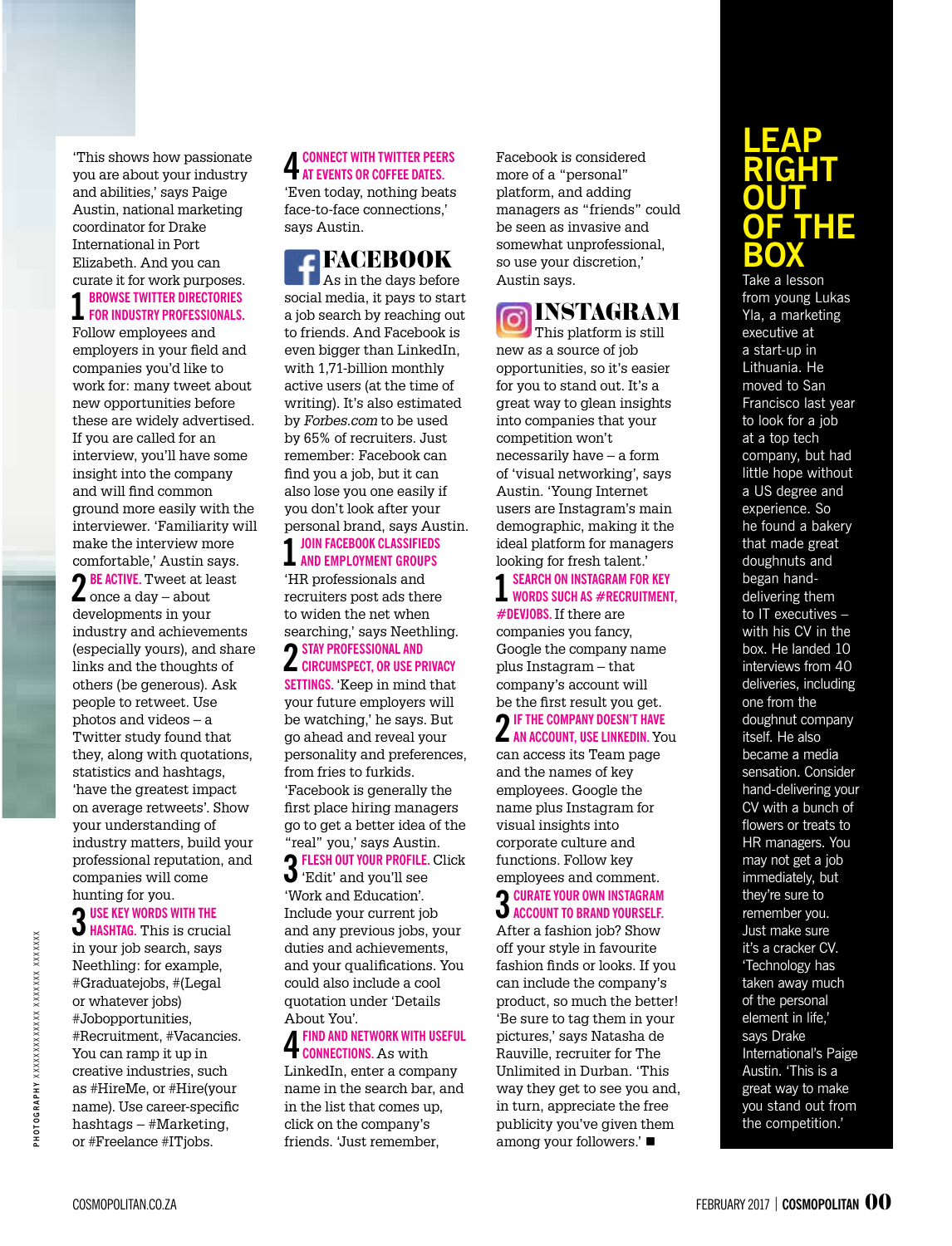'This shows how passionate you are about your industry and abilities,' says Paige Austin, national marketing coordinator for Drake International in Port Elizabeth. And you can curate it for work purposes.

**1 BROWSE TWITTER DIRECTORIES FOR INDUSTRY PROFESSIONALS.** Follow employees and employers in your field and companies you'd like to work for: many tweet about new opportunities before these are widely advertised. If you are called for an interview, you'll have some insight into the company and will find common ground more easily with the interviewer. 'Familiarity will make the interview more comfortable,' Austin says.

**2 BE ACTIVE.** Tweet at least once a day – about developments in your industry and achievements (especially yours), and share links and the thoughts of others (be generous). Ask people to retweet. Use photos and videos – a Twitter study found that they, along with quotations, statistics and hashtags, 'have the greatest impact on average retweets'. Show your understanding of industry matters, build your professional reputation, and companies will come hunting for you.

**3 USE KEY WORDS WITH THE HASHTAG.** This is crucial in your job search, says Neethling: for example, #Graduatejobs, #(Legal or whatever jobs) #Jobopportunities, #Recruitment, #Vacancies. You can ramp it up in creative industries, such as #HireMe, or #Hire(your name). Use career-specific hashtags – #Marketing, or #Freelance #ITjobs.

**4 CONNECT WITH TWITTER PEERS AT EVENTS OR COFFEE DATES.** 'Even today, nothing beats face-to-face connections,' says Austin.

## FACEBOOK

As in the days before social media, it pays to start a job search by reaching out to friends. And Facebook is even bigger than LinkedIn, with 1,71-billion monthly active users (at the time of writing). It's also estimated by *Forbes.com* to be used by 65% of recruiters. Just remember: Facebook can find you a job, but it can also lose you one easily if you don't look after your personal brand, says Austin.

**1 JOIN FACEBOOK CLASSIFIEDS AND EMPLOYMENT GROUPS** 'HR professionals and recruiters post ads there to widen the net when searching,' says Neethling.

**2 STAY PROFESSIONAL AND CIRCUMSPECT, OR USE PRIVACY SETTINGS.** 'Keep in mind that your future employers will be watching,' he says. But go ahead and reveal your personality and preferences, from fries to furkids. 'Facebook is generally the first place hiring managers go to get a better idea of the "real" you,' says Austin.

**3 FLESH OUT YOUR PROFILE.** Click 'Edit' and you'll see 'Work and Education'. Include your current job and any previous jobs, your duties and achievements, and your qualifications. You could also include a cool quotation under 'Details About You'.

**4 FIND AND NETWORK WITH USEFUL CONNECTIONS.** As with LinkedIn, enter a company name in the search bar, and in the list that comes up, click on the company's friends. 'Just remember, Facebook is considered more of a "personal" platform, and adding managers as "friends" could be seen as invasive and somewhat unprofessional, so use your discretion,' Austin says.

## INSTAGRAM

This platform is still new as a source of job opportunities, so it's easier for you to stand out. It's a great way to glean insights into companies that your competition won't necessarily have – a form of 'visual networking', says Austin. 'Young Internet users are Instagram's main demographic, making it the ideal platform for managers looking for fresh talent.'

**1 SEARCH ON INSTAGRAM FOR KEY WORDS SUCH AS #RECRUITMENT, #DEVJOBS.** If there are companies you fancy, Google the company name plus Instagram – that company's account will be the first result you get.

**2 IF THE COMPANY DOESN'T HAVE AN ACCOUNT, USE LINKEDIN.** You can access its Team page and the names of key employees. Google the name plus Instagram for visual insights into corporate culture and functions. Follow key employees and comment.

**3 CURATE YOUR OWN INSTAGRAM ACCOUNT TO BRAND YOURSELF.** After a fashion job? Show off your style in favourite fashion finds or looks. If you can include the company's product, so much the better! 'Be sure to tag them in your pictures,' says Natasha de Rauville, recruiter for The Unlimited in Durban. 'This way they get to see you and, in turn, appreciate the free publicity you've given them among your followers.' ■

## LEAP RIGHT OUT OF THE BOX

Take a lesson from young Lukas Yla, a marketing executive at a start-up in Lithuania. He moved to San Francisco last year to look for a job at a top tech company, but had little hope without a US degree and experience. So he found a bakery that made great doughnuts and began hand-delivering them to IT executives – with his CV in the box. He landed 10 interviews from 40 deliveries, including one from the doughnut company itself. He also became a media sensation. Consider hand-delivering your CV with a bunch of flowers or treats to HR managers. You may not get a job immediately, but they're sure to remember you. Just make sure it's a cracker CV. 'Technology has taken away much of the personal element in life,' says Drake International's Paige Austin. 'This is a great way to make you stand out from the competition.'